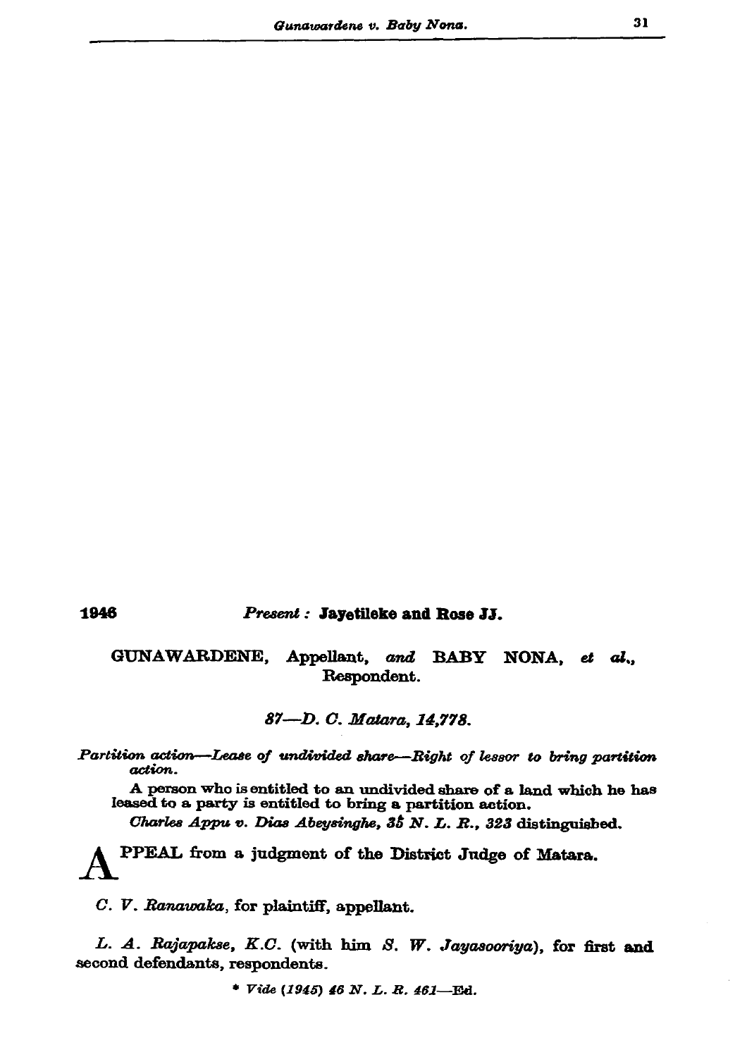1946

*Present :* **Jayetileke and Rose JJ.**

GUNAWARDENE, Appellant, *and* BABY NONA, *et al.*, Respondent.

*87—D. C. Matara, 14,778.*

*Partition action—Lease of undivided share—Right of lessor to bring partition action.*

A person who is entitled to an undivided share of a land which he has leased to a party is entitled to bring a partition action.

*Charles Appu v. Dias Abeysinghe, 35 N. L. R., 323* distinguished.

APPEAL from a judgment of the District Judge of Matara.

*C. V. Ranawaka*, for plaintiff, appellant.

*L. A. Rajapakse, K.C.* (with him *S. W. Jayasooriya*), for first and second defendants, respondents.

\* *Vide (1945) 46 N. L. R. 461*—Ed.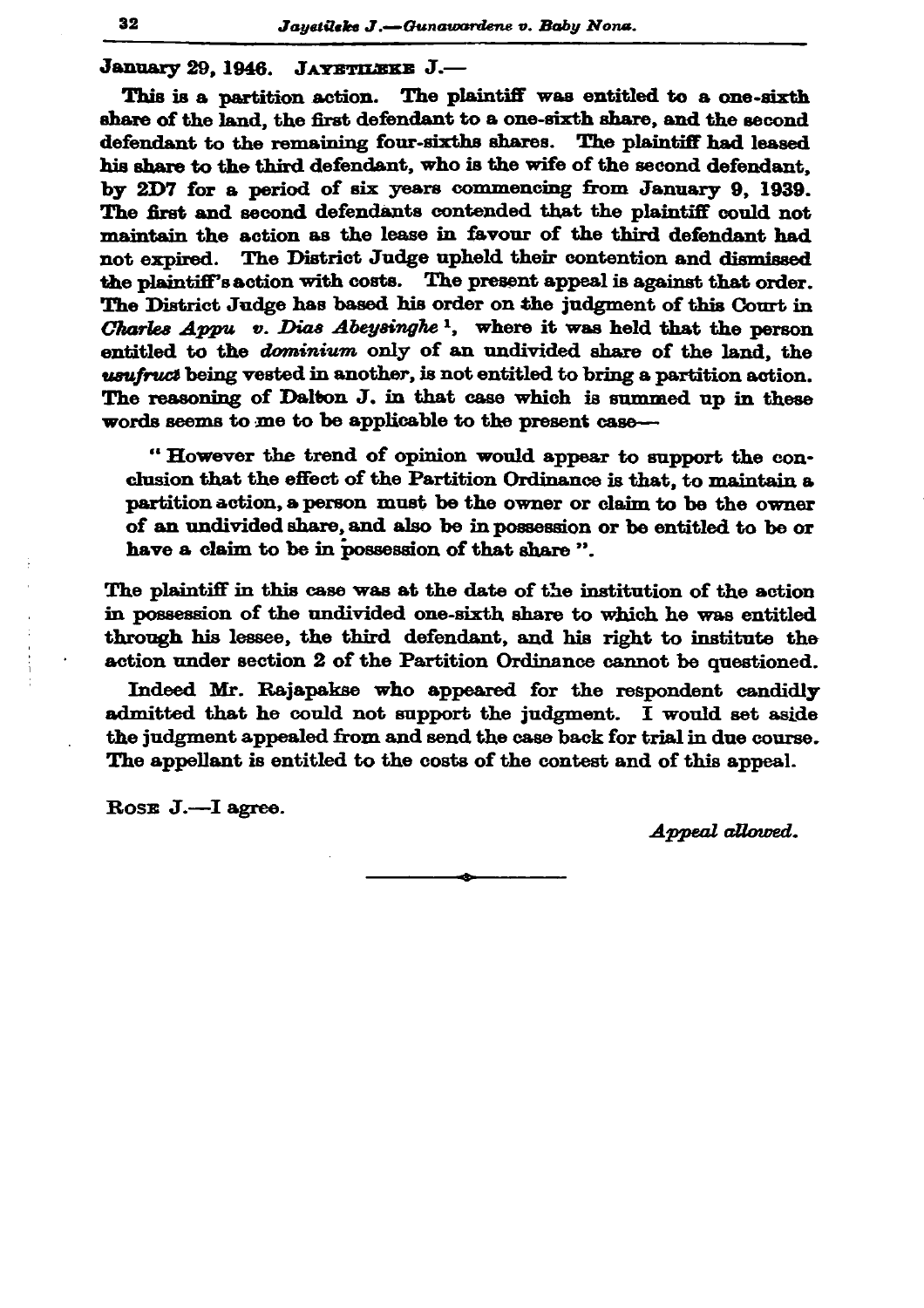January 29, 1946. JAYETILEKE J.—

This is a partition action. The plaintiff was entitled to a one-sixth share of the land, the first defendant to a one-sixth share, and the second defendant to the remaining four-sixths shares. The plaintiff had leased his share to the third defendant, who is the wife of the second defendant, by 2D7 for a period of six years commencing from January 9, 1939. The first and second defendants contended that the plaintiff could not maintain the action as the lease in favour of the third defendant had not expired. The District Judge upheld their contention and dismissed the plaintiff's action with costs. The present appeal is against that order. The District Judge has based his order on the judgment of this Court in *Charles Appu v. Dias Abeysinghe* [1], where it was held that the person entitled to the *dominium* only of an undivided share of the land, the *usufruct* being vested in another, is not entitled to bring a partition action. The reasoning of Dalton J. in that case which is summed up in these words seems to me to be applicable to the present case—

> " However the trend of opinion would appear to support the conclusion that the effect of the Partition Ordinance is that, to maintain a partition action, a person must be the owner or claim to be the owner of an undivided share, and also be in possession or be entitled to be or have a claim to be in possession of that share ".

The plaintiff in this case was at the date of the institution of the action in possession of the undivided one-sixth share to which he was entitled through his lessee, the third defendant, and his right to institute the action under section 2 of the Partition Ordinance cannot be questioned.

Indeed Mr. Rajapakse who appeared for the respondent candidly admitted that he could not support the judgment. I would set aside the judgment appealed from and send the case back for trial in due course. The appellant is entitled to the costs of the contest and of this appeal.

ROSE J.—I agree.

*Appeal allowed.*